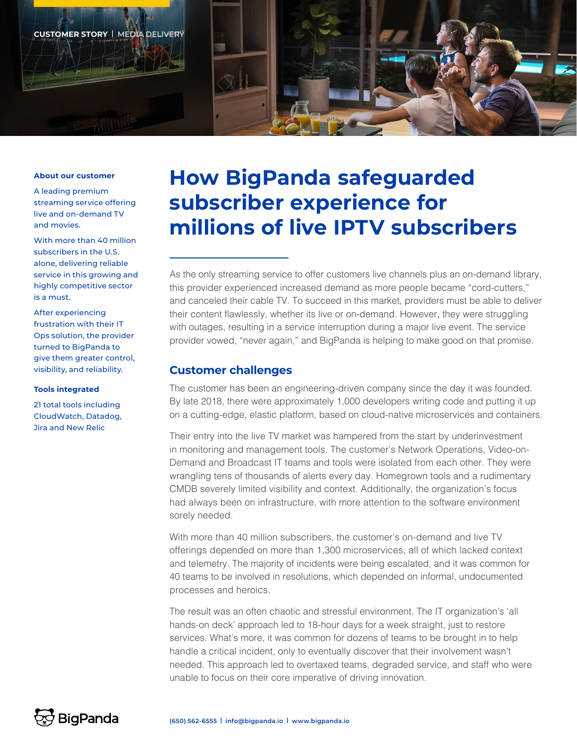CUSTOMER STORY | MEDIA DELIVERY

# How BigPanda safeguarded subscriber experience for millions of live IPTV subscribers

**About our customer**

A leading premium streaming service offering live and on-demand TV and movies.

With more than 40 million subscribers in the U.S. alone, delivering reliable service in this growing and highly competitive sector is a must.

After experiencing frustration with their IT Ops solution, the provider turned to BigPanda to give them greater control, visibility, and reliability.

**Tools integrated**

21 total tools including CloudWatch, Datadog, Jira and New Relic

As the only streaming service to offer customers live channels plus an on-demand library, this provider experienced increased demand as more people became "cord-cutters," and canceled their cable TV. To succeed in this market, providers must be able to deliver their content flawlessly, whether its live or on-demand. However, they were struggling with outages, resulting in a service interruption during a major live event. The service provider vowed, "never again," and BigPanda is helping to make good on that promise.

## Customer challenges

The customer has been an engineering-driven company since the day it was founded. By late 2018, there were approximately 1,000 developers writing code and putting it up on a cutting-edge, elastic platform, based on cloud-native microservices and containers.

Their entry into the live TV market was hampered from the start by underinvestment in monitoring and management tools. The customer's Network Operations, Video-on-Demand and Broadcast IT teams and tools were isolated from each other. They were wrangling tens of thousands of alerts every day. Homegrown tools and a rudimentary CMDB severely limited visibility and context. Additionally, the organization's focus had always been on infrastructure, with more attention to the software environment sorely needed.

With more than 40 million subscribers, the customer's on-demand and live TV offerings depended on more than 1,300 microservices, all of which lacked context and telemetry. The majority of incidents were being escalated, and it was common for 40 teams to be involved in resolutions, which depended on informal, undocumented processes and heroics.

The result was an often chaotic and stressful environment. The IT organization's 'all hands-on deck' approach led to 18-hour days for a week straight, just to restore services. What's more, it was common for dozens of teams to be brought in to help handle a critical incident, only to eventually discover that their involvement wasn't needed. This approach led to overtaxed teams, degraded service, and staff who were unable to focus on their core imperative of driving innovation.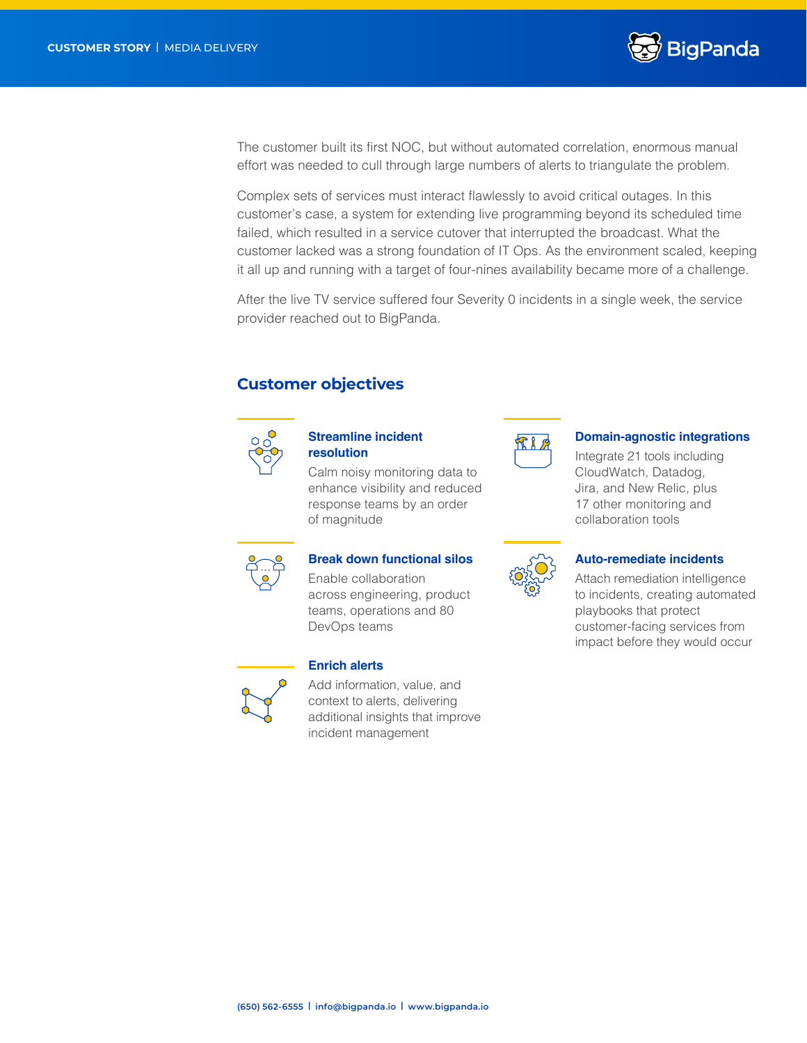The customer built its first NOC, but without automated correlation, enormous manual effort was needed to cull through large numbers of alerts to triangulate the problem.

Complex sets of services must interact flawlessly to avoid critical outages. In this customer's case, a system for extending live programming beyond its scheduled time failed, which resulted in a service cutover that interrupted the broadcast. What the customer lacked was a strong foundation of IT Ops. As the environment scaled, keeping it all up and running with a target of four-nines availability became more of a challenge.

After the live TV service suffered four Severity 0 incidents in a single week, the service provider reached out to BigPanda.

## Customer objectives

### Streamline incident resolution

Calm noisy monitoring data to enhance visibility and reduced response teams by an order of magnitude

### Domain-agnostic integrations

Integrate 21 tools including CloudWatch, Datadog, Jira, and New Relic, plus 17 other monitoring and collaboration tools

### Break down functional silos

Enable collaboration across engineering, product teams, operations and 80 DevOps teams

### Auto-remediate incidents

Attach remediation intelligence to incidents, creating automated playbooks that protect customer-facing services from impact before they would occur

### Enrich alerts

Add information, value, and context to alerts, delivering additional insights that improve incident management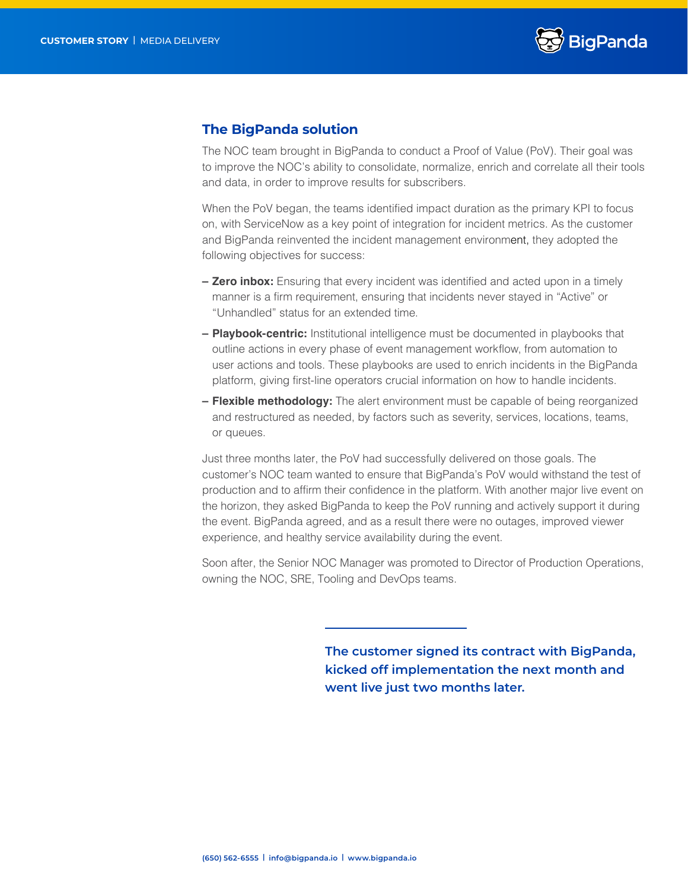## The BigPanda solution

The NOC team brought in BigPanda to conduct a Proof of Value (PoV). Their goal was to improve the NOC's ability to consolidate, normalize, enrich and correlate all their tools and data, in order to improve results for subscribers.

When the PoV began, the teams identified impact duration as the primary KPI to focus on, with ServiceNow as a key point of integration for incident metrics. As the customer and BigPanda reinvented the incident management environment, they adopted the following objectives for success:

- **Zero inbox:** Ensuring that every incident was identified and acted upon in a timely manner is a firm requirement, ensuring that incidents never stayed in "Active" or "Unhandled" status for an extended time.
- **Playbook-centric:** Institutional intelligence must be documented in playbooks that outline actions in every phase of event management workflow, from automation to user actions and tools. These playbooks are used to enrich incidents in the BigPanda platform, giving first-line operators crucial information on how to handle incidents.
- **Flexible methodology:** The alert environment must be capable of being reorganized and restructured as needed, by factors such as severity, services, locations, teams, or queues.

Just three months later, the PoV had successfully delivered on those goals. The customer's NOC team wanted to ensure that BigPanda's PoV would withstand the test of production and to affirm their confidence in the platform. With another major live event on the horizon, they asked BigPanda to keep the PoV running and actively support it during the event. BigPanda agreed, and as a result there were no outages, improved viewer experience, and healthy service availability during the event.

Soon after, the Senior NOC Manager was promoted to Director of Production Operations, owning the NOC, SRE, Tooling and DevOps teams.

**The customer signed its contract with BigPanda, kicked off implementation the next month and went live just two months later.**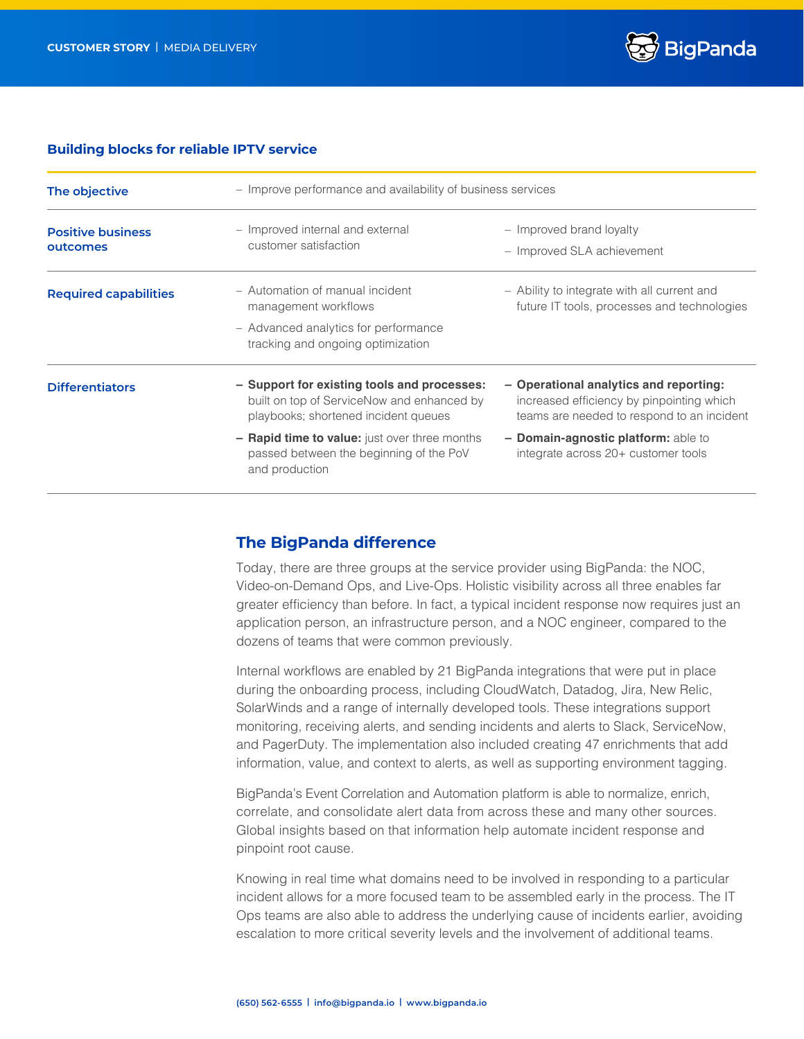## Building blocks for reliable IPTV service

| | | |
|---|---|---|
| **The objective** | – Improve performance and availability of business services | |
| **Positive business outcomes** | – Improved internal and external customer satisfaction | – Improved brand loyalty<br>– Improved SLA achievement |
| **Required capabilities** | – Automation of manual incident management workflows<br>– Advanced analytics for performance tracking and ongoing optimization | – Ability to integrate with all current and future IT tools, processes and technologies |
| **Differentiators** | – **Support for existing tools and processes:** built on top of ServiceNow and enhanced by playbooks; shortened incident queues<br>– **Rapid time to value:** just over three months passed between the beginning of the PoV and production | – **Operational analytics and reporting:** increased efficiency by pinpointing which teams are needed to respond to an incident<br>– **Domain-agnostic platform:** able to integrate across 20+ customer tools |

## The BigPanda difference

Today, there are three groups at the service provider using BigPanda: the NOC, Video-on-Demand Ops, and Live-Ops. Holistic visibility across all three enables far greater efficiency than before. In fact, a typical incident response now requires just an application person, an infrastructure person, and a NOC engineer, compared to the dozens of teams that were common previously.

Internal workflows are enabled by 21 BigPanda integrations that were put in place during the onboarding process, including CloudWatch, Datadog, Jira, New Relic, SolarWinds and a range of internally developed tools. These integrations support monitoring, receiving alerts, and sending incidents and alerts to Slack, ServiceNow, and PagerDuty. The implementation also included creating 47 enrichments that add information, value, and context to alerts, as well as supporting environment tagging.

BigPanda's Event Correlation and Automation platform is able to normalize, enrich, correlate, and consolidate alert data from across these and many other sources. Global insights based on that information help automate incident response and pinpoint root cause.

Knowing in real time what domains need to be involved in responding to a particular incident allows for a more focused team to be assembled early in the process. The IT Ops teams are also able to address the underlying cause of incidents earlier, avoiding escalation to more critical severity levels and the involvement of additional teams.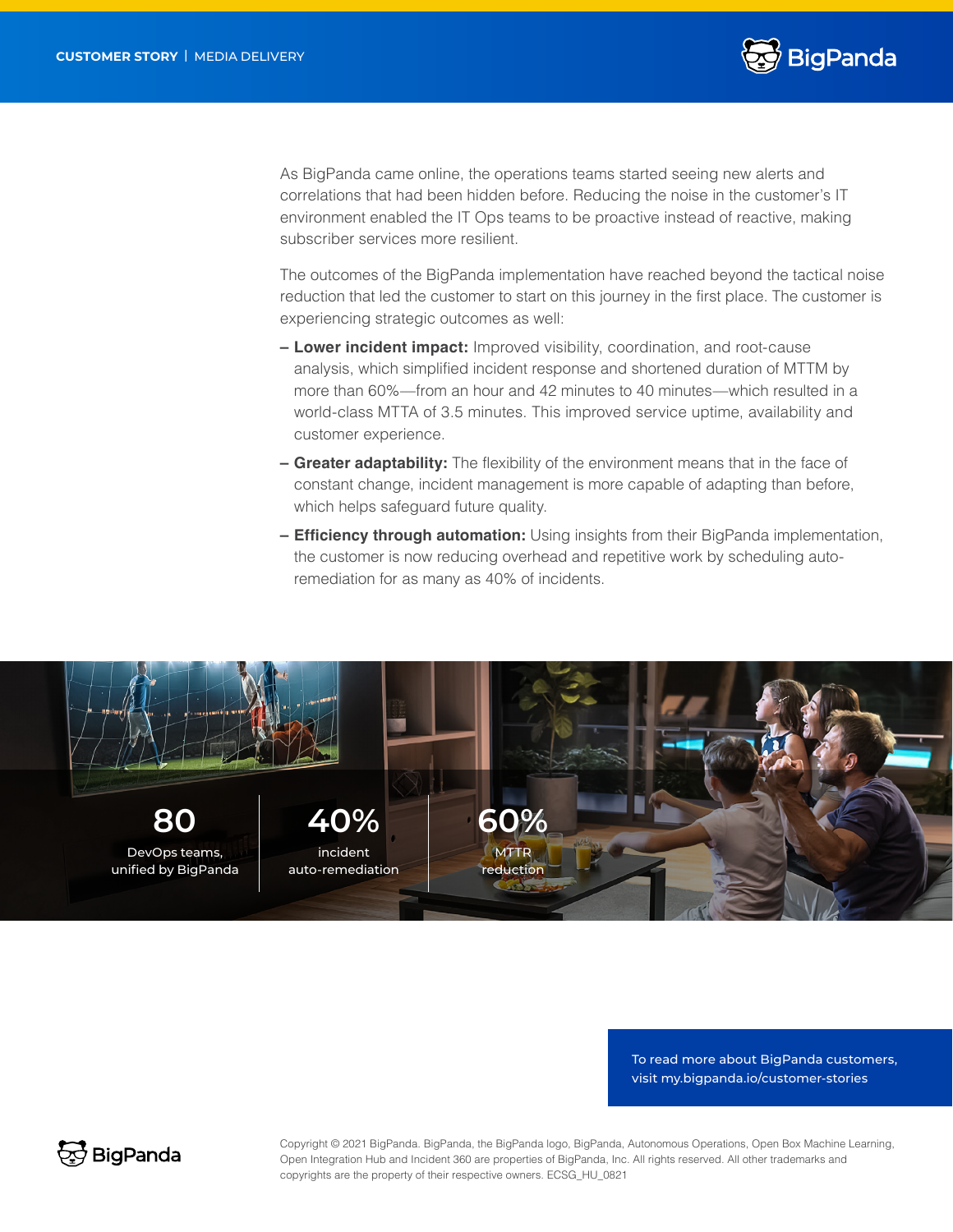As BigPanda came online, the operations teams started seeing new alerts and correlations that had been hidden before. Reducing the noise in the customer's IT environment enabled the IT Ops teams to be proactive instead of reactive, making subscriber services more resilient.

The outcomes of the BigPanda implementation have reached beyond the tactical noise reduction that led the customer to start on this journey in the first place. The customer is experiencing strategic outcomes as well:

- **Lower incident impact:** Improved visibility, coordination, and root-cause analysis, which simplified incident response and shortened duration of MTTM by more than 60%—from an hour and 42 minutes to 40 minutes—which resulted in a world-class MTTA of 3.5 minutes. This improved service uptime, availability and customer experience.
- **Greater adaptability:** The flexibility of the environment means that in the face of constant change, incident management is more capable of adapting than before, which helps safeguard future quality.
- **Efficiency through automation:** Using insights from their BigPanda implementation, the customer is now reducing overhead and repetitive work by scheduling auto-remediation for as many as 40% of incidents.

**80**
DevOps teams, unified by BigPanda

**40%**
incident auto-remediation

**60%**
MTTR reduction

To read more about BigPanda customers, visit my.bigpanda.io/customer-stories

Copyright © 2021 BigPanda. BigPanda, the BigPanda logo, BigPanda, Autonomous Operations, Open Box Machine Learning, Open Integration Hub and Incident 360 are properties of BigPanda, Inc. All rights reserved. All other trademarks and copyrights are the property of their respective owners. ECSG_HU_0821